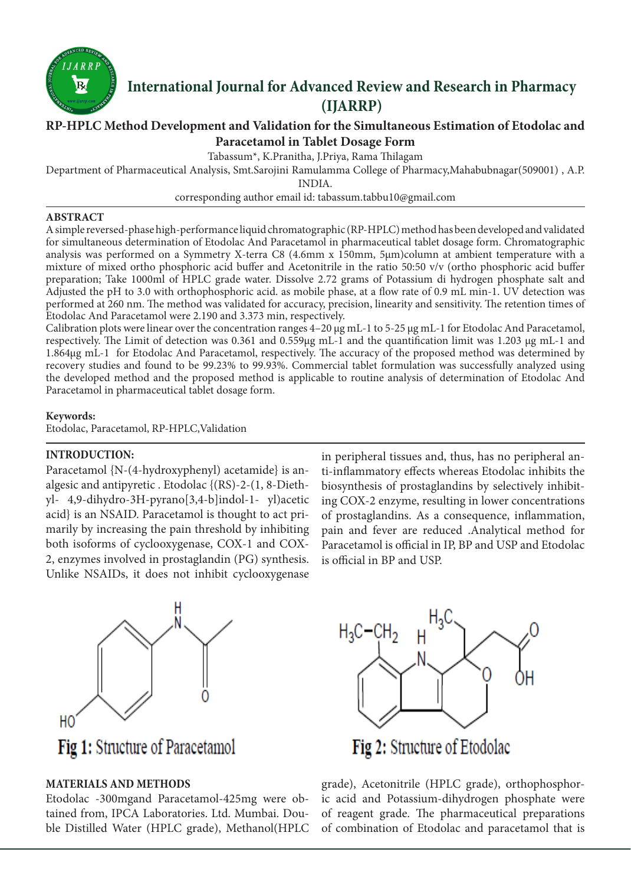# International Journal for Advanced Review and Research in Pharmacy (IJARRP)

## RP-HPLC Method Development and Validation for the Simultaneous Estimation of Etodolac and Paracetamol in Tablet Dosage Form

Tabassum*, K.Pranitha, J.Priya, Rama Thilagam

Department of Pharmaceutical Analysis, Smt.Sarojini Ramulamma College of Pharmacy,Mahabubnagar(509001) , A.P. INDIA.

corresponding author email id: tabassum.tabbu10@gmail.com

### ABSTRACT

A simple reversed-phase high-performance liquid chromatographic (RP-HPLC) method has been developed and validated for simultaneous determination of Etodolac And Paracetamol in pharmaceutical tablet dosage form. Chromatographic analysis was performed on a Symmetry X-terra C8 (4.6mm x 150mm, 5μm)column at ambient temperature with a mixture of mixed ortho phosphoric acid buffer and Acetonitrile in the ratio 50:50 v/v (ortho phosphoric acid buffer preparation; Take 1000ml of HPLC grade water. Dissolve 2.72 grams of Potassium di hydrogen phosphate salt and Adjusted the pH to 3.0 with orthophosphoric acid. as mobile phase, at a flow rate of 0.9 mL min-1. UV detection was performed at 260 nm. The method was validated for accuracy, precision, linearity and sensitivity. The retention times of Etodolac And Paracetamol were 2.190 and 3.373 min, respectively.

Calibration plots were linear over the concentration ranges 4–20 μg mL-1 to 5-25 μg mL-1 for Etodolac And Paracetamol, respectively. The Limit of detection was 0.361 and 0.559μg mL-1 and the quantification limit was 1.203 μg mL-1 and 1.864μg mL-1 for Etodolac And Paracetamol, respectively. The accuracy of the proposed method was determined by recovery studies and found to be 99.23% to 99.93%. Commercial tablet formulation was successfully analyzed using the developed method and the proposed method is applicable to routine analysis of determination of Etodolac And Paracetamol in pharmaceutical tablet dosage form.

**Keywords:**
Etodolac, Paracetamol, RP-HPLC,Validation

### INTRODUCTION:

Paracetamol {N-(4-hydroxyphenyl) acetamide} is analgesic and antipyretic . Etodolac {(RS)-2-(1, 8-Diethyl- 4,9-dihydro-3H-pyrano[3,4-b]indol-1- yl)acetic acid} is an NSAID. Paracetamol is thought to act primarily by increasing the pain threshold by inhibiting both isoforms of cyclooxygenase, COX-1 and COX-2, enzymes involved in prostaglandin (PG) synthesis. Unlike NSAIDs, it does not inhibit cyclooxygenase in peripheral tissues and, thus, has no peripheral anti-inflammatory effects whereas Etodolac inhibits the biosynthesis of prostaglandins by selectively inhibiting COX-2 enzyme, resulting in lower concentrations of prostaglandins. As a consequence, inflammation, pain and fever are reduced .Analytical method for Paracetamol is official in IP, BP and USP and Etodolac is official in BP and USP.

Fig 1: Structure of Paracetamol

Fig 2: Structure of Etodolac

### MATERIALS AND METHODS

Etodolac -300mgand Paracetamol-425mg were obtained from, IPCA Laboratories. Ltd. Mumbai. Double Distilled Water (HPLC grade), Methanol(HPLC grade), Acetonitrile (HPLC grade), orthophosphoric acid and Potassium-dihydrogen phosphate were of reagent grade. The pharmaceutical preparations of combination of Etodolac and paracetamol that is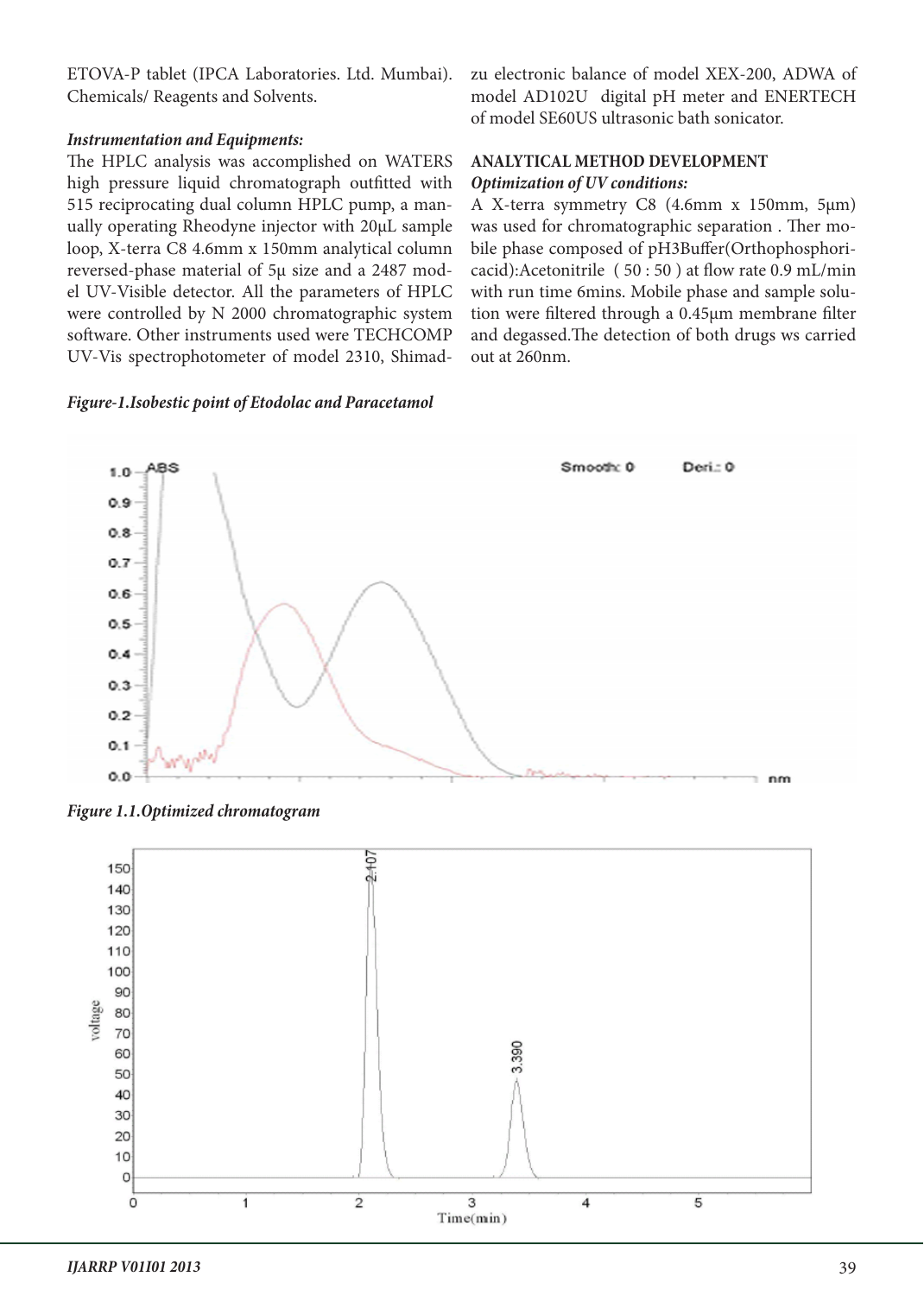ETOVA-P tablet (IPCA Laboratories. Ltd. Mumbai). Chemicals/ Reagents and Solvents.

***Instrumentation and Equipments:***

The HPLC analysis was accomplished on WATERS high pressure liquid chromatograph outfitted with 515 reciprocating dual column HPLC pump, a manually operating Rheodyne injector with 20μL sample loop, X-terra C8 4.6mm x 150mm analytical column reversed-phase material of 5μ size and a 2487 model UV-Visible detector. All the parameters of HPLC were controlled by N 2000 chromatographic system software. Other instruments used were TECHCOMP UV-Vis spectrophotometer of model 2310, Shimadzu electronic balance of model XEX-200, ADWA of model AD102U digital pH meter and ENERTECH of model SE60US ultrasonic bath sonicator.

## ANALYTICAL METHOD DEVELOPMENT

***Optimization of UV conditions:***

A X-terra symmetry C8 (4.6mm x 150mm, 5μm) was used for chromatographic separation . Ther mobile phase composed of pH3Buffer(Orthophosphoricacid):Acetonitrile ( 50 : 50 ) at flow rate 0.9 mL/min with run time 6mins. Mobile phase and sample solution were filtered through a 0.45μm membrane filter and degassed.The detection of both drugs ws carried out at 260nm.

***Figure-1.Isobestic point of Etodolac and Paracetamol***

***Figure 1.1.Optimized chromatogram***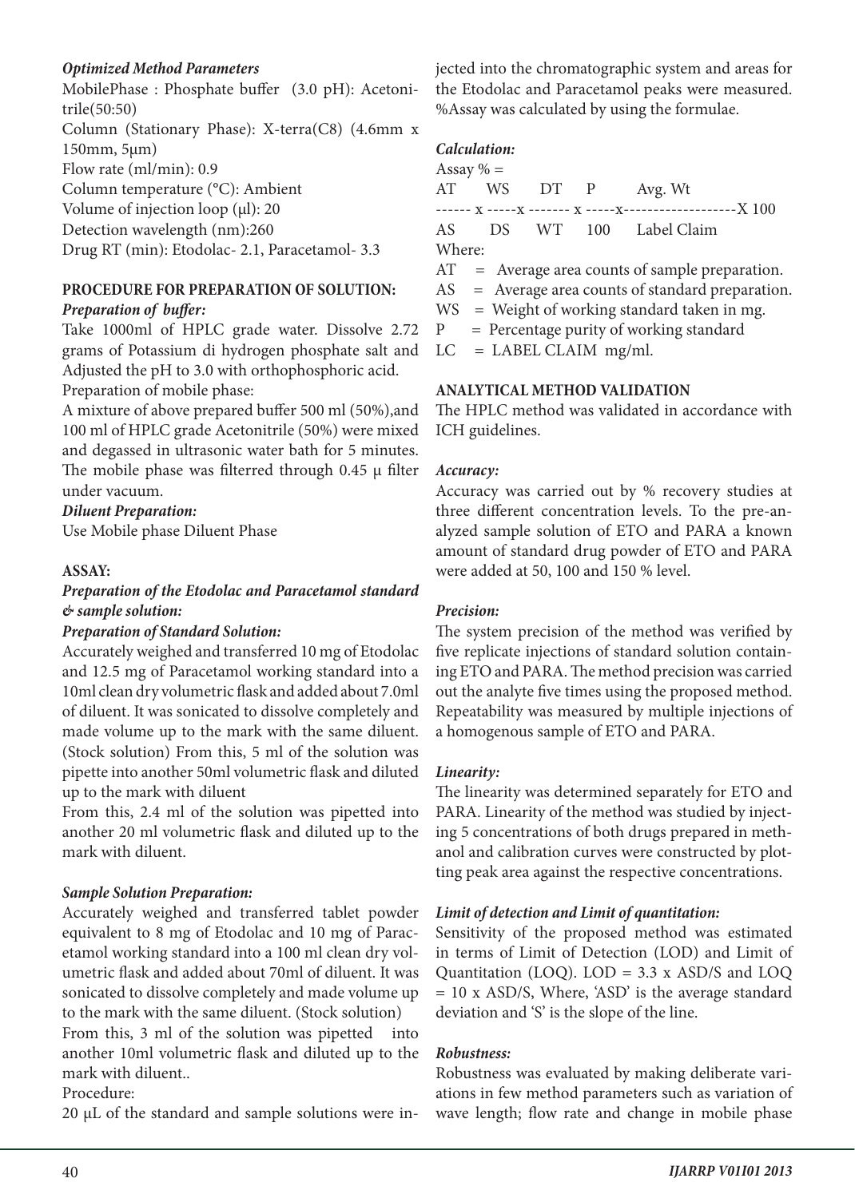*Optimized Method Parameters*

MobilePhase : Phosphate buffer (3.0 pH): Acetonitrile(50:50)
Column (Stationary Phase): X-terra(C8) (4.6mm x 150mm, 5µm)
Flow rate (ml/min): 0.9
Column temperature (°C): Ambient
Volume of injection loop (µl): 20
Detection wavelength (nm):260
Drug RT (min): Etodolac- 2.1, Paracetamol- 3.3

**PROCEDURE FOR PREPARATION OF SOLUTION:**

*Preparation of buffer:*

Take 1000ml of HPLC grade water. Dissolve 2.72 grams of Potassium di hydrogen phosphate salt and Adjusted the pH to 3.0 with orthophosphoric acid.

Preparation of mobile phase:

A mixture of above prepared buffer 500 ml (50%),and 100 ml of HPLC grade Acetonitrile (50%) were mixed and degassed in ultrasonic water bath for 5 minutes. The mobile phase was filterred through 0.45 µ filter under vacuum.

*Diluent Preparation:*

Use Mobile phase Diluent Phase

**ASSAY:**

***Preparation of the Etodolac and Paracetamol standard & sample solution:***

*Preparation of Standard Solution:*

Accurately weighed and transferred 10 mg of Etodolac and 12.5 mg of Paracetamol working standard into a 10ml clean dry volumetric flask and added about 7.0ml of diluent. It was sonicated to dissolve completely and made volume up to the mark with the same diluent. (Stock solution) From this, 5 ml of the solution was pipette into another 50ml volumetric flask and diluted up to the mark with diluent

From this, 2.4 ml of the solution was pipetted into another 20 ml volumetric flask and diluted up to the mark with diluent.

*Sample Solution Preparation:*

Accurately weighed and transferred tablet powder equivalent to 8 mg of Etodolac and 10 mg of Paracetamol working standard into a 100 ml clean dry volumetric flask and added about 70ml of diluent. It was sonicated to dissolve completely and made volume up to the mark with the same diluent. (Stock solution)

From this, 3 ml of the solution was pipetted into another 10ml volumetric flask and diluted up to the mark with diluent..

Procedure:

20 µL of the standard and sample solutions were injected into the chromatographic system and areas for the Etodolac and Paracetamol peaks were measured. %Assay was calculated by using the formulae.

*Calculation:*

$$\text{Assay \%} = \frac{AT}{AS} \times \frac{WS}{DS} \times \frac{DT}{WT} \times \frac{P}{100} \times \frac{\text{Avg. Wt}}{\text{Label Claim}} \times 100$$

Where:

AT = Average area counts of sample preparation.
AS = Average area counts of standard preparation.
WS = Weight of working standard taken in mg.
P = Percentage purity of working standard
LC = LABEL CLAIM mg/ml.

**ANALYTICAL METHOD VALIDATION**

The HPLC method was validated in accordance with ICH guidelines.

*Accuracy:*

Accuracy was carried out by % recovery studies at three different concentration levels. To the pre-analyzed sample solution of ETO and PARA a known amount of standard drug powder of ETO and PARA were added at 50, 100 and 150 % level.

*Precision:*

The system precision of the method was verified by five replicate injections of standard solution containing ETO and PARA. The method precision was carried out the analyte five times using the proposed method. Repeatability was measured by multiple injections of a homogenous sample of ETO and PARA.

*Linearity:*

The linearity was determined separately for ETO and PARA. Linearity of the method was studied by injecting 5 concentrations of both drugs prepared in methanol and calibration curves were constructed by plotting peak area against the respective concentrations.

*Limit of detection and Limit of quantitation:*

Sensitivity of the proposed method was estimated in terms of Limit of Detection (LOD) and Limit of Quantitation (LOQ). LOD = 3.3 x ASD/S and LOQ = 10 x ASD/S, Where, 'ASD' is the average standard deviation and 'S' is the slope of the line.

*Robustness:*

Robustness was evaluated by making deliberate variations in few method parameters such as variation of wave length; flow rate and change in mobile phase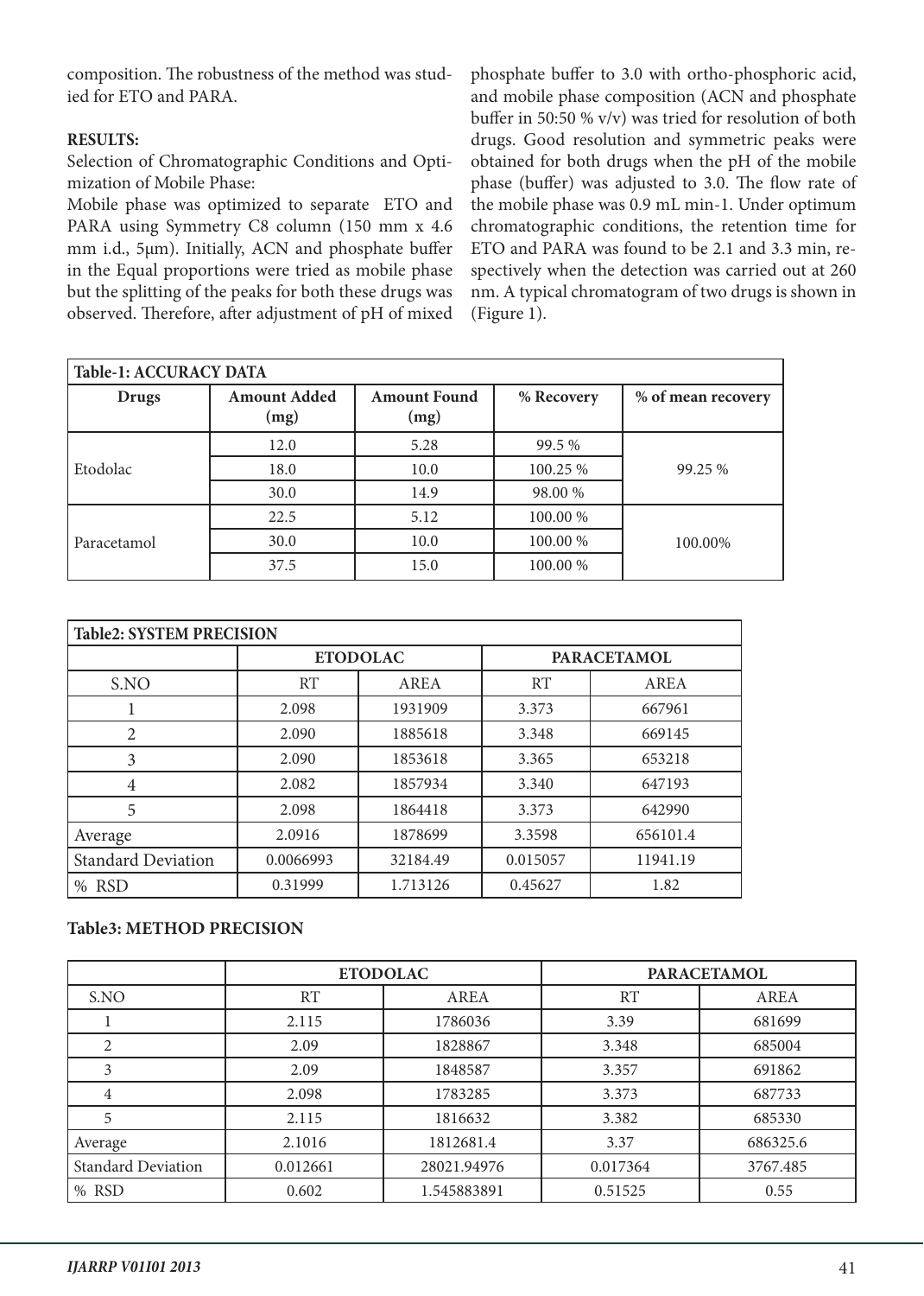composition. The robustness of the method was studied for ETO and PARA.

**RESULTS:**

Selection of Chromatographic Conditions and Optimization of Mobile Phase:

Mobile phase was optimized to separate ETO and PARA using Symmetry C8 column (150 mm x 4.6 mm i.d., 5μm). Initially, ACN and phosphate buffer in the Equal proportions were tried as mobile phase but the splitting of the peaks for both these drugs was observed. Therefore, after adjustment of pH of mixed phosphate buffer to 3.0 with ortho-phosphoric acid, and mobile phase composition (ACN and phosphate buffer in 50:50 % v/v) was tried for resolution of both drugs. Good resolution and symmetric peaks were obtained for both drugs when the pH of the mobile phase (buffer) was adjusted to 3.0. The flow rate of the mobile phase was 0.9 mL min-1. Under optimum chromatographic conditions, the retention time for ETO and PARA was found to be 2.1 and 3.3 min, respectively when the detection was carried out at 260 nm. A typical chromatogram of two drugs is shown in (Figure 1).

**Table-1: ACCURACY DATA**

| Drugs | Amount Added (mg) | Amount Found (mg) | % Recovery | % of mean recovery |
|---|---|---|---|---|
| Etodolac | 12.0 | 5.28 | 99.5 % | 99.25 % |
| | 18.0 | 10.0 | 100.25 % | |
| | 30.0 | 14.9 | 98.00 % | |
| Paracetamol | 22.5 | 5.12 | 100.00 % | 100.00% |
| | 30.0 | 10.0 | 100.00 % | |
| | 37.5 | 15.0 | 100.00 % | |

**Table2: SYSTEM PRECISION**

| | ETODOLAC | | PARACETAMOL | |
|---|---|---|---|---|
| S.NO | RT | AREA | RT | AREA |
| 1 | 2.098 | 1931909 | 3.373 | 667961 |
| 2 | 2.090 | 1885618 | 3.348 | 669145 |
| 3 | 2.090 | 1853618 | 3.365 | 653218 |
| 4 | 2.082 | 1857934 | 3.340 | 647193 |
| 5 | 2.098 | 1864418 | 3.373 | 642990 |
| Average | 2.0916 | 1878699 | 3.3598 | 656101.4 |
| Standard Deviation | 0.0066993 | 32184.49 | 0.015057 | 11941.19 |
| % RSD | 0.31999 | 1.713126 | 0.45627 | 1.82 |

**Table3: METHOD PRECISION**

| | ETODOLAC | | PARACETAMOL | |
|---|---|---|---|---|
| S.NO | RT | AREA | RT | AREA |
| 1 | 2.115 | 1786036 | 3.39 | 681699 |
| 2 | 2.09 | 1828867 | 3.348 | 685004 |
| 3 | 2.09 | 1848587 | 3.357 | 691862 |
| 4 | 2.098 | 1783285 | 3.373 | 687733 |
| 5 | 2.115 | 1816632 | 3.382 | 685330 |
| Average | 2.1016 | 1812681.4 | 3.37 | 686325.6 |
| Standard Deviation | 0.012661 | 28021.94976 | 0.017364 | 3767.485 |
| % RSD | 0.602 | 1.545883891 | 0.51525 | 0.55 |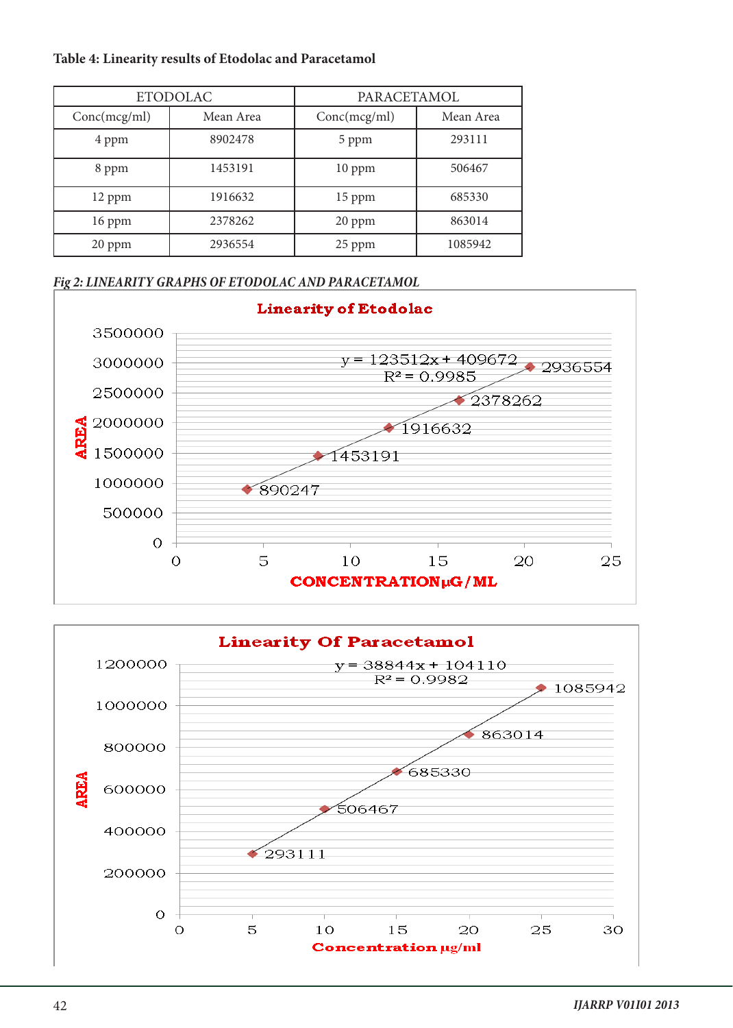**Table 4: Linearity results of Etodolac and Paracetamol**

| ETODOLAC | | PARACETAMOL | |
|---|---|---|---|
| Conc(mcg/ml) | Mean Area | Conc(mcg/ml) | Mean Area |
| 4 ppm | 8902478 | 5 ppm | 293111 |
| 8 ppm | 1453191 | 10 ppm | 506467 |
| 12 ppm | 1916632 | 15 ppm | 685330 |
| 16 ppm | 2378262 | 20 ppm | 863014 |
| 20 ppm | 2936554 | 25 ppm | 1085942 |

*Fig 2: LINEARITY GRAPHS OF ETODOLAC AND PARACETAMOL*

**Linearity of Etodolac**

$y = 123512x + 409672$

$R^2 = 0.9985$

| CONCENTRATION µG/ML | AREA |
|---|---|
| 4 | 890247 |
| 8 | 1453191 |
| 12 | 1916632 |
| 16 | 2378262 |
| 20 | 2936554 |

**Linearity Of Paracetamol**

$y = 38844x + 104110$

$R^2 = 0.9982$

| Concentration µg/ml | AREA |
|---|---|
| 5 | 293111 |
| 10 | 506467 |
| 15 | 685330 |
| 20 | 863014 |
| 25 | 1085942 |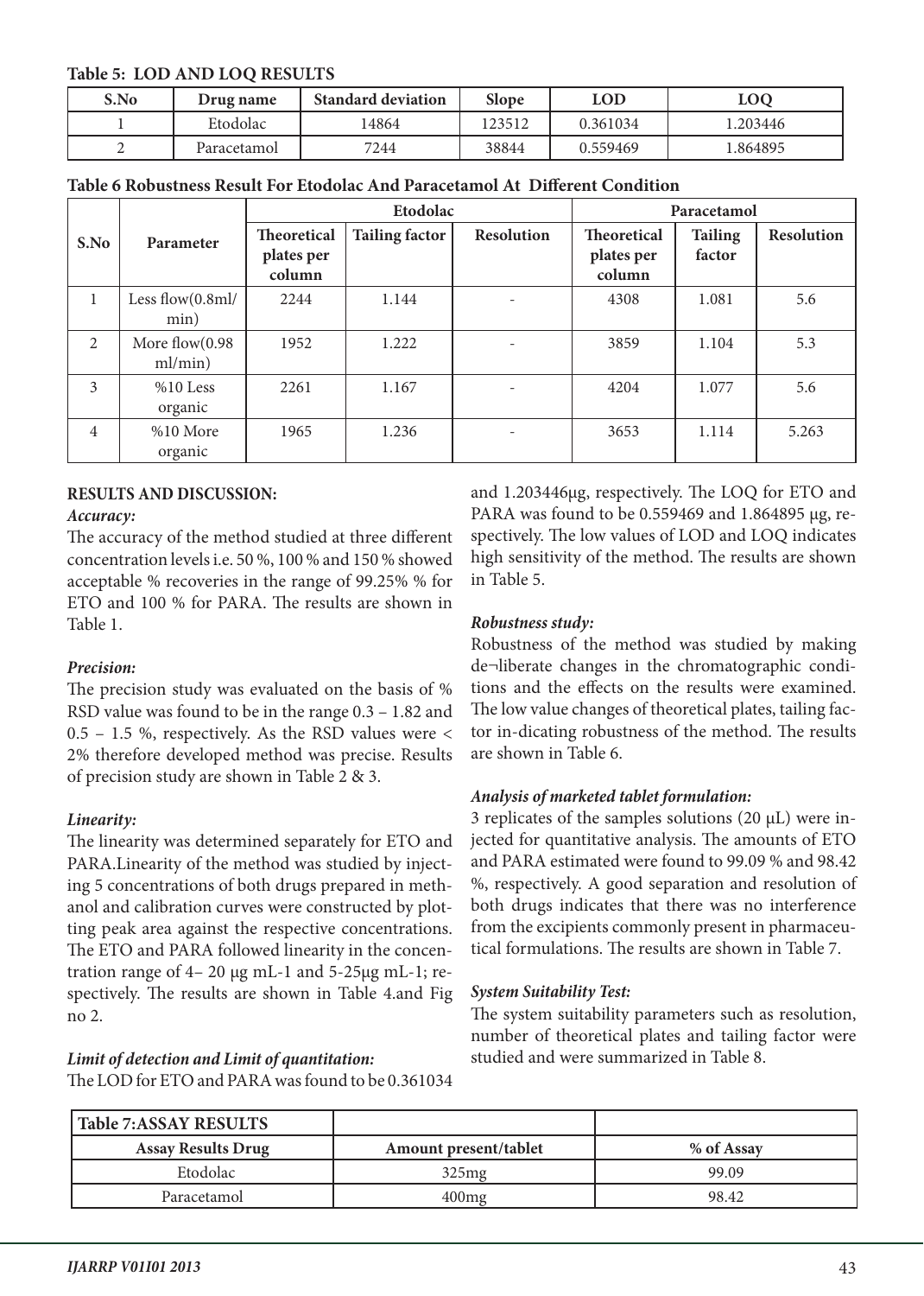**Table 5: LOD AND LOQ RESULTS**

| S.No | Drug name | Standard deviation | Slope | LOD | LOQ |
|---|---|---|---|---|---|
| 1 | Etodolac | 14864 | 123512 | 0.361034 | 1.203446 |
| 2 | Paracetamol | 7244 | 38844 | 0.559469 | 1.864895 |

**Table 6 Robustness Result For Etodolac And Paracetamol At Different Condition**

| S.No | Parameter | Etodolac | | | Paracetamol | | |
|---|---|---|---|---|---|---|---|
| | | Theoretical plates per column | Tailing factor | Resolution | Theoretical plates per column | Tailing factor | Resolution |
| 1 | Less flow(0.8ml/min) | 2244 | 1.144 | - | 4308 | 1.081 | 5.6 |
| 2 | More flow(0.98 ml/min) | 1952 | 1.222 | - | 3859 | 1.104 | 5.3 |
| 3 | %10 Less organic | 2261 | 1.167 | - | 4204 | 1.077 | 5.6 |
| 4 | %10 More organic | 1965 | 1.236 | - | 3653 | 1.114 | 5.263 |

## RESULTS AND DISCUSSION:

### *Accuracy:*

The accuracy of the method studied at three different concentration levels i.e. 50 %, 100 % and 150 % showed acceptable % recoveries in the range of 99.25% % for ETO and 100 % for PARA. The results are shown in Table 1.

### *Precision:*

The precision study was evaluated on the basis of % RSD value was found to be in the range 0.3 – 1.82 and 0.5 – 1.5 %, respectively. As the RSD values were < 2% therefore developed method was precise. Results of precision study are shown in Table 2 & 3.

### *Linearity:*

The linearity was determined separately for ETO and PARA.Linearity of the method was studied by injecting 5 concentrations of both drugs prepared in methanol and calibration curves were constructed by plotting peak area against the respective concentrations. The ETO and PARA followed linearity in the concentration range of 4– 20 μg mL-1 and 5-25μg mL-1; respectively. The results are shown in Table 4.and Fig no 2.

### *Limit of detection and Limit of quantitation:*

The LOD for ETO and PARA was found to be 0.361034 and 1.203446μg, respectively. The LOQ for ETO and PARA was found to be 0.559469 and 1.864895 μg, respectively. The low values of LOD and LOQ indicates high sensitivity of the method. The results are shown in Table 5.

### *Robustness study:*

Robustness of the method was studied by making de¬liberate changes in the chromatographic conditions and the effects on the results were examined. The low value changes of theoretical plates, tailing factor in-dicating robustness of the method. The results are shown in Table 6.

### *Analysis of marketed tablet formulation:*

3 replicates of the samples solutions (20 μL) were injected for quantitative analysis. The amounts of ETO and PARA estimated were found to 99.09 % and 98.42 %, respectively. A good separation and resolution of both drugs indicates that there was no interference from the excipients commonly present in pharmaceutical formulations. The results are shown in Table 7.

### *System Suitability Test:*

The system suitability parameters such as resolution, number of theoretical plates and tailing factor were studied and were summarized in Table 8.

**Table 7:ASSAY RESULTS**

| Assay Results Drug | Amount present/tablet | % of Assay |
|---|---|---|
| Etodolac | 325mg | 99.09 |
| Paracetamol | 400mg | 98.42 |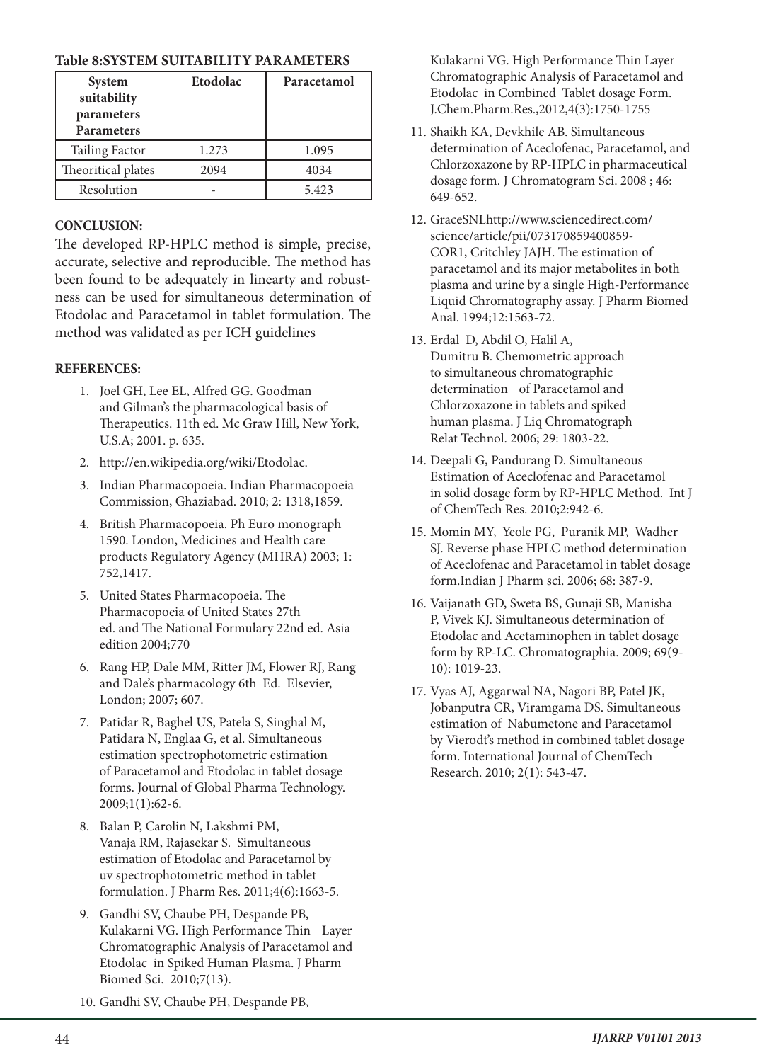**Table 8:SYSTEM SUITABILITY PARAMETERS**

| System suitability parameters Parameters | Etodolac | Paracetamol |
|---|---|---|
| Tailing Factor | 1.273 | 1.095 |
| Theoritical plates | 2094 | 4034 |
| Resolution | - | 5.423 |

**CONCLUSION:**

The developed RP-HPLC method is simple, precise, accurate, selective and reproducible. The method has been found to be adequately in linearty and robustness can be used for simultaneous determination of Etodolac and Paracetamol in tablet formulation. The method was validated as per ICH guidelines

**REFERENCES:**

1. Joel GH, Lee EL, Alfred GG. Goodman and Gilman's the pharmacological basis of Therapeutics. 11th ed. Mc Graw Hill, New York, U.S.A; 2001. p. 635.
2. http://en.wikipedia.org/wiki/Etodolac.
3. Indian Pharmacopoeia. Indian Pharmacopoeia Commission, Ghaziabad. 2010; 2: 1318,1859.
4. British Pharmacopoeia. Ph Euro monograph 1590. London, Medicines and Health care products Regulatory Agency (MHRA) 2003; 1: 752,1417.
5. United States Pharmacopoeia. The Pharmacopoeia of United States 27th ed. and The National Formulary 22nd ed. Asia edition 2004;770
6. Rang HP, Dale MM, Ritter JM, Flower RJ, Rang and Dale's pharmacology 6th Ed. Elsevier, London; 2007; 607.
7. Patidar R, Baghel US, Patela S, Singhal M, Patidara N, Englaa G, et al. Simultaneous estimation spectrophotometric estimation of Paracetamol and Etodolac in tablet dosage forms. Journal of Global Pharma Technology. 2009;1(1):62-6.
8. Balan P, Carolin N, Lakshmi PM, Vanaja RM, Rajasekar S. Simultaneous estimation of Etodolac and Paracetamol by uv spectrophotometric method in tablet formulation. J Pharm Res. 2011;4(6):1663-5.
9. Gandhi SV, Chaube PH, Despande PB, Kulakarni VG. High Performance Thin Layer Chromatographic Analysis of Paracetamol and Etodolac in Spiked Human Plasma. J Pharm Biomed Sci. 2010;7(13).
10. Gandhi SV, Chaube PH, Despande PB, Kulakarni VG. High Performance Thin Layer Chromatographic Analysis of Paracetamol and Etodolac in Combined Tablet dosage Form. J.Chem.Pharm.Res.,2012,4(3):1750-1755
11. Shaikh KA, Devkhile AB. Simultaneous determination of Aceclofenac, Paracetamol, and Chlorzoxazone by RP-HPLC in pharmaceutical dosage form. J Chromatogram Sci. 2008 ; 46: 649-652.
12. GraceSNLhttp://www.sciencedirect.com/science/article/pii/073170859400859-COR1, Critchley JAJH. The estimation of paracetamol and its major metabolites in both plasma and urine by a single High-Performance Liquid Chromatography assay. J Pharm Biomed Anal. 1994;12:1563-72.
13. Erdal D, Abdil O, Halil A, Dumitru B. Chemometric approach to simultaneous chromatographic determination of Paracetamol and Chlorzoxazone in tablets and spiked human plasma. J Liq Chromatograph Relat Technol. 2006; 29: 1803-22.
14. Deepali G, Pandurang D. Simultaneous Estimation of Aceclofenac and Paracetamol in solid dosage form by RP-HPLC Method. Int J of ChemTech Res. 2010;2:942-6.
15. Momin MY, Yeole PG, Puranik MP, Wadher SJ. Reverse phase HPLC method determination of Aceclofenac and Paracetamol in tablet dosage form.Indian J Pharm sci. 2006; 68: 387-9.
16. Vaijanath GD, Sweta BS, Gunaji SB, Manisha P, Vivek KJ. Simultaneous determination of Etodolac and Acetaminophen in tablet dosage form by RP-LC. Chromatographia. 2009; 69(9-10): 1019-23.
17. Vyas AJ, Aggarwal NA, Nagori BP, Patel JK, Jobanputra CR, Viramgama DS. Simultaneous estimation of Nabumetone and Paracetamol by Vierodt's method in combined tablet dosage form. International Journal of ChemTech Research. 2010; 2(1): 543-47.